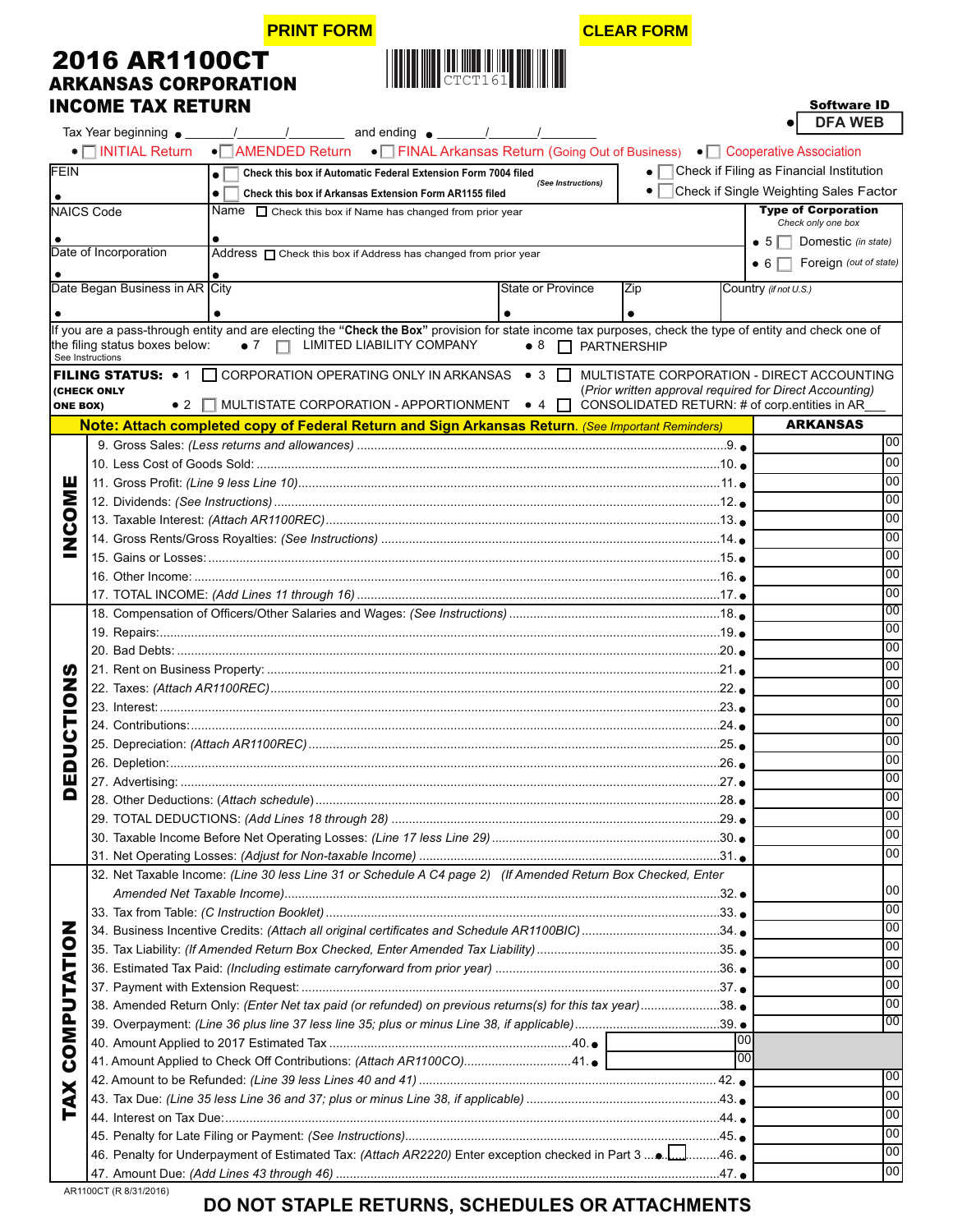PRINT FORM | CLEAR FORM

# 2016 AR1100CT
## ARKANSAS CORPORATION INCOME TAX RETURN

CTCT161

Software ID: DFA WEB

Tax Year beginning • ______/______/________ and ending • ______/______/________

• ☐ INITIAL Return • ☐ AMENDED Return • ☐ FINAL Arkansas Return (Going Out of Business) • ☐ Cooperative Association

| | | | |
|---|---|---|---|
| FEIN • | • ☐ Check this box if Automatic Federal Extension Form 7004 filed (See Instructions)<br>• ☐ Check this box if Arkansas Extension Form AR1155 filed | | • ☐ Check if Filing as Financial Institution<br>• ☐ Check if Single Weighting Sales Factor |
| NAICS Code • | Name ☐ Check this box if Name has changed from prior year • | | **Type of Corporation** Check only one box<br>• 5 ☐ Domestic (in state)<br>• 6 ☐ Foreign (out of state) |
| Date of Incorporation • | Address ☐ Check this box if Address has changed from prior year • | | |
| Date Began Business in AR • | City • | State or Province • | Zip • | Country (if not U.S.) |

If you are a pass-through entity and are electing the **"Check the Box"** provision for state income tax purposes, check the type of entity and check one of the filing status boxes below: • 7 ☐ LIMITED LIABILITY COMPANY • 8 ☐ PARTNERSHIP
See Instructions

**FILING STATUS: (CHECK ONLY ONE BOX)**
- • 1 ☐ CORPORATION OPERATING ONLY IN ARKANSAS
- • 2 ☐ MULTISTATE CORPORATION - APPORTIONMENT
- • 3 ☐ MULTISTATE CORPORATION - DIRECT ACCOUNTING (Prior written approval required for Direct Accounting)
- • 4 ☐ CONSOLIDATED RETURN: # of corp.entities in AR___

**Note: Attach completed copy of Federal Return and Sign Arkansas Return.** (See Important Reminders)

| Section | Line | ARKANSAS |
|---|---|---|
| INCOME | 9. Gross Sales: (Less returns and allowances) ....9. • | 00 |
| | 10. Less Cost of Goods Sold: ....10. • | 00 |
| | 11. Gross Profit: (Line 9 less Line 10) ....11. • | 00 |
| | 12. Dividends: (See Instructions) ....12. • | 00 |
| | 13. Taxable Interest: (Attach AR1100REC) ....13. • | 00 |
| | 14. Gross Rents/Gross Royalties: (See Instructions) ....14. • | 00 |
| | 15. Gains or Losses: ....15. • | 00 |
| | 16. Other Income: ....16. • | 00 |
| | 17. TOTAL INCOME: (Add Lines 11 through 16) ....17. • | 00 |
| DEDUCTIONS | 18. Compensation of Officers/Other Salaries and Wages: (See Instructions) ....18. • | 00 |
| | 19. Repairs: ....19. • | 00 |
| | 20. Bad Debts: ....20. • | 00 |
| | 21. Rent on Business Property: ....21. • | 00 |
| | 22. Taxes: (Attach AR1100REC) ....22. • | 00 |
| | 23. Interest: ....23. • | 00 |
| | 24. Contributions: ....24. • | 00 |
| | 25. Depreciation: (Attach AR1100REC) ....25. • | 00 |
| | 26. Depletion: ....26. • | 00 |
| | 27. Advertising: ....27. • | 00 |
| | 28. Other Deductions: (Attach schedule) ....28. • | 00 |
| | 29. TOTAL DEDUCTIONS: (Add Lines 18 through 28) ....29. • | 00 |
| | 30. Taxable Income Before Net Operating Losses: (Line 17 less Line 29) ....30. • | 00 |
| | 31. Net Operating Losses: (Adjust for Non-taxable Income) ....31. • | 00 |
| TAX COMPUTATION | 32. Net Taxable Income: (Line 30 less Line 31 or Schedule A C4 page 2) (If Amended Return Box Checked, Enter Amended Net Taxable Income) ....32. • | 00 |
| | 33. Tax from Table: (C Instruction Booklet) ....33. • | 00 |
| | 34. Business Incentive Credits: (Attach all original certificates and Schedule AR1100BIC) ....34. • | 00 |
| | 35. Tax Liability: (If Amended Return Box Checked, Enter Amended Tax Liability) ....35. • | 00 |
| | 36. Estimated Tax Paid: (Including estimate carryforward from prior year) ....36. • | 00 |
| | 37. Payment with Extension Request: ....37. • | 00 |
| | 38. Amended Return Only: (Enter Net tax paid (or refunded) on previous returns(s) for this tax year) ....38. • | 00 |
| | 39. Overpayment: (Line 36 plus line 37 less line 35; plus or minus Line 38, if applicable) ....39. • | 00 |
| | 40. Amount Applied to 2017 Estimated Tax ....40. • ______ 00 | |
| | 41. Amount Applied to Check Off Contributions: (Attach AR1100CO) ....41. • ______ 00 | |
| | 42. Amount to be Refunded: (Line 39 less Lines 40 and 41) ....42. • | 00 |
| | 43. Tax Due: (Line 35 less Line 36 and 37; plus or minus Line 38, if applicable) ....43. • | 00 |
| | 44. Interest on Tax Due: ....44. • | 00 |
| | 45. Penalty for Late Filing or Payment: (See Instructions) ....45. • | 00 |
| | 46. Penalty for Underpayment of Estimated Tax: (Attach AR2220) Enter exception checked in Part 3 ... • ☐ ....46. • | 00 |
| | 47. Amount Due: (Add Lines 43 through 46) ....47. • | 00 |

AR1100CT (R 8/31/2016)

**DO NOT STAPLE RETURNS, SCHEDULES OR ATTACHMENTS**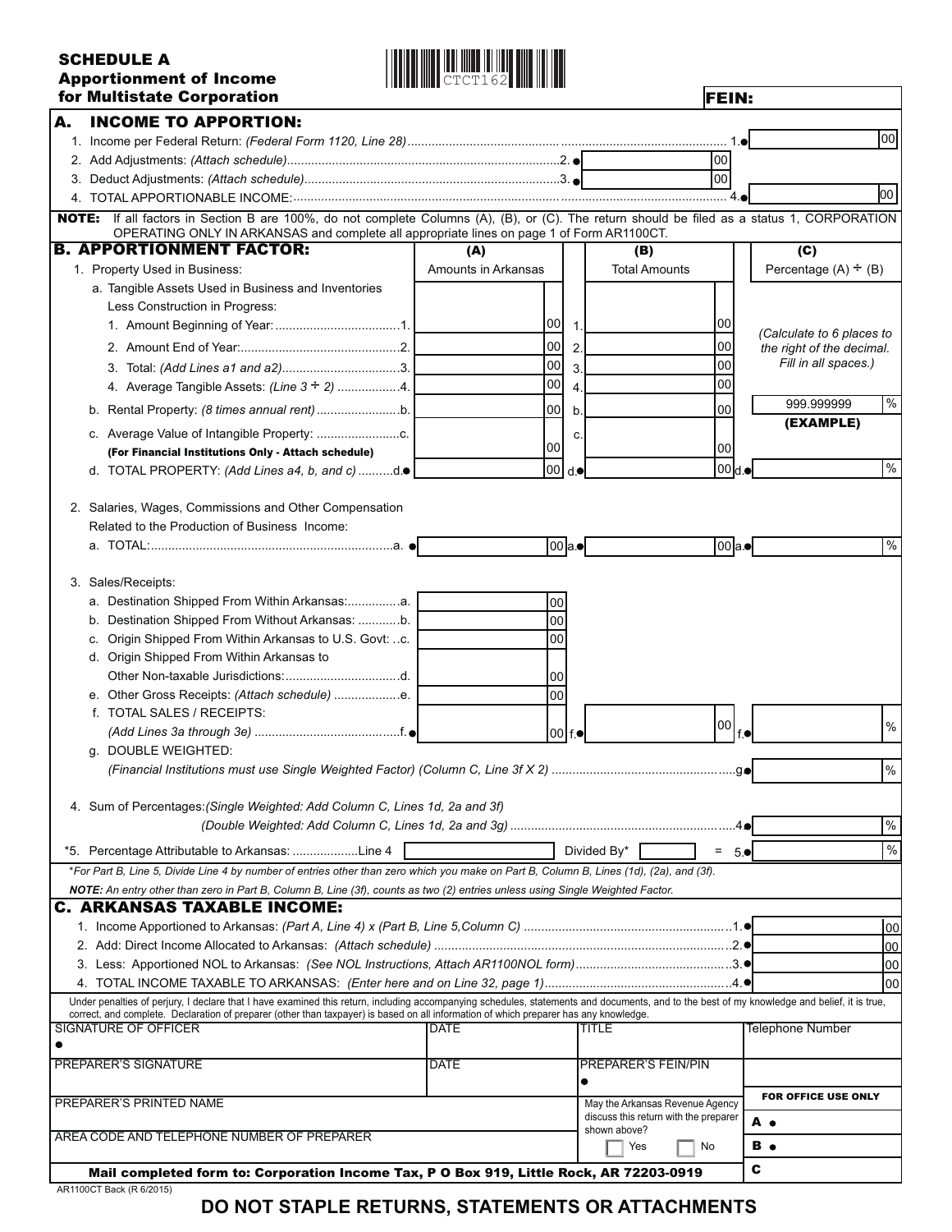# SCHEDULE A
## Apportionment of Income for Multistate Corporation

CTCT162

**FEIN:**

## A. INCOME TO APPORTION:

| | | | |
|---|---|---|---|
| 1. Income per Federal Return: *(Federal Form 1120, Line 28)* | | 1. | 00 |
| 2. Add Adjustments: *(Attach schedule)* | 2. | 00 | |
| 3. Deduct Adjustments: *(Attach schedule)* | 3. | 00 | |
| 4. TOTAL APPORTIONABLE INCOME: | | 4. | 00 |

**NOTE:** If all factors in Section B are 100%, do not complete Columns (A), (B), or (C). The return should be filed as a status 1, CORPORATION OPERATING ONLY IN ARKANSAS and complete all appropriate lines on page 1 of Form AR1100CT.

## B. APPORTIONMENT FACTOR:

| | (A) Amounts in Arkansas | | (B) Total Amounts | (C) Percentage (A) ÷ (B) |
|---|---|---|---|---|
| 1. Property Used in Business: | | | | |
| a. Tangible Assets Used in Business and Inventories Less Construction in Progress: | | | | |
| 1. Amount Beginning of Year: 1. | 00 | 1. | 00 | *(Calculate to 6 places to the right of the decimal. Fill in all spaces.)* |
| 2. Amount End of Year: 2. | 00 | 2. | 00 | |
| 3. Total: *(Add Lines a1 and a2)* 3. | 00 | 3. | 00 | |
| 4. Average Tangible Assets: *(Line 3 ÷ 2)* 4. | 00 | 4. | 00 | |
| b. Rental Property: *(8 times annual rent)* b. | 00 | b. | 00 | 999.999999 % |
| c. Average Value of Intangible Property: c. **(For Financial Institutions Only - Attach schedule)** | 00 | c. | 00 | **(EXAMPLE)** |
| d. TOTAL PROPERTY: *(Add Lines a4, b, and c)* d.● | 00 | d.● | 00 | d.● % |
| 2. Salaries, Wages, Commissions and Other Compensation Related to the Production of Business Income: | | | | |
| a. TOTAL: a.● | 00 | a.● | 00 | a.● % |
| 3. Sales/Receipts: | | | | |
| a. Destination Shipped From Within Arkansas: a. | 00 | | | |
| b. Destination Shipped From Without Arkansas: b. | 00 | | | |
| c. Origin Shipped From Within Arkansas to U.S. Govt: c. | 00 | | | |
| d. Origin Shipped From Within Arkansas to Other Non-taxable Jurisdictions: d. | 00 | | | |
| e. Other Gross Receipts: *(Attach schedule)* e. | 00 | | | |
| f. TOTAL SALES / RECEIPTS: *(Add Lines 3a through 3e)* f.● | 00 | f.● | 00 | f.● % |
| g. DOUBLE WEIGHTED: *(Financial Institutions must use Single Weighted Factor) (Column C, Line 3f X 2)* | | | | g.● % |
| 4. Sum of Percentages: *(Single Weighted: Add Column C, Lines 1d, 2a and 3f)* *(Double Weighted: Add Column C, Lines 1d, 2a and 3g)* | | | | 4.● % |
| *5. Percentage Attributable to Arkansas: Line 4 | | Divided By* | = | 5.● % |

*\*For Part B, Line 5, Divide Line 4 by number of entries other than zero which you make on Part B, Column B, Lines (1d), (2a), and (3f).*

***NOTE:** An entry other than zero in Part B, Column B, Line (3f), counts as two (2) entries unless using Single Weighted Factor.*

## C. ARKANSAS TAXABLE INCOME:

| | | |
|---|---|---|
| 1. Income Apportioned to Arkansas: *(Part A, Line 4) x (Part B, Line 5, Column C)* | 1.● | 00 |
| 2. Add: Direct Income Allocated to Arkansas: *(Attach schedule)* | 2.● | 00 |
| 3. Less: Apportioned NOL to Arkansas: *(See NOL Instructions, Attach AR1100NOL form)* | 3.● | 00 |
| 4. TOTAL INCOME TAXABLE TO ARKANSAS: *(Enter here and on Line 32, page 1)* | 4.● | 00 |

Under penalties of perjury, I declare that I have examined this return, including accompanying schedules, statements and documents, and to the best of my knowledge and belief, it is true, correct, and complete. Declaration of preparer (other than taxpayer) is based on all information of which preparer has any knowledge.

| | | | |
|---|---|---|---|
| SIGNATURE OF OFFICER ● | DATE | TITLE | Telephone Number |
| PREPARER'S SIGNATURE | DATE | PREPARER'S FEIN/PIN ● | |
| PREPARER'S PRINTED NAME | | May the Arkansas Revenue Agency discuss this return with the preparer shown above? ☐ Yes ☐ No | **FOR OFFICE USE ONLY** **A ●** **B ●** **C** |
| AREA CODE AND TELEPHONE NUMBER OF PREPARER | | | |

**Mail completed form to: Corporation Income Tax, P O Box 919, Little Rock, AR 72203-0919**

AR1100CT Back (R 6/2015)

**DO NOT STAPLE RETURNS, STATEMENTS OR ATTACHMENTS**